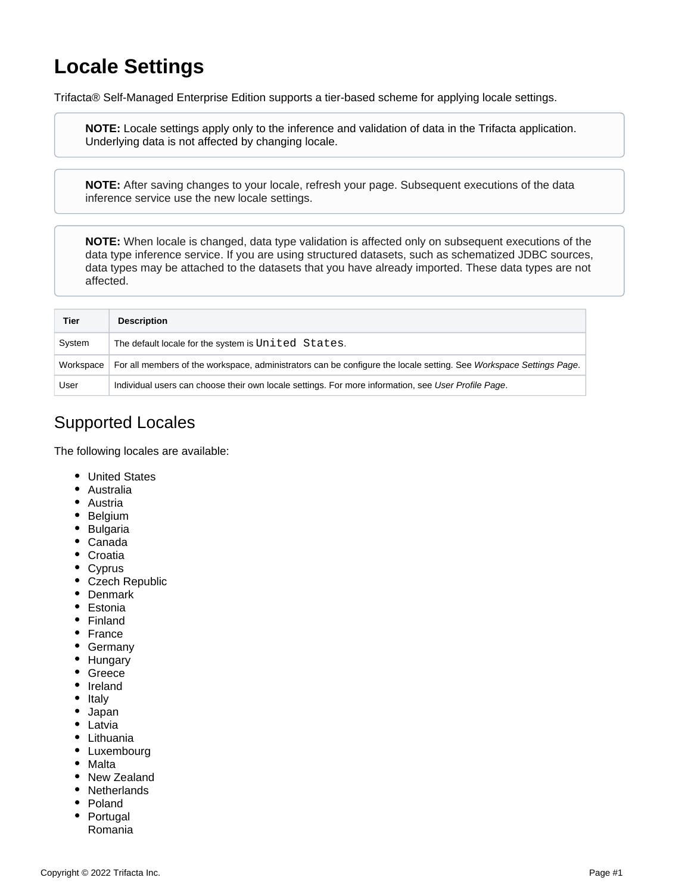# Locale Settings

Trifacta® Self-Managed Enterprise Edition supports a tier-based scheme for applying locale settings.

> **NOTE:** Locale settings apply only to the inference and validation of data in the Trifacta application. Underlying data is not affected by changing locale.

> **NOTE:** After saving changes to your locale, refresh your page. Subsequent executions of the data inference service use the new locale settings.

> **NOTE:** When locale is changed, data type validation is affected only on subsequent executions of the data type inference service. If you are using structured datasets, such as schematized JDBC sources, data types may be attached to the datasets that you have already imported. These data types are not affected.

| Tier | Description |
| --- | --- |
| System | The default locale for the system is `United States`. |
| Workspace | For all members of the workspace, administrators can be configure the locale setting. See *Workspace Settings Page*. |
| User | Individual users can choose their own locale settings. For more information, see *User Profile Page*. |

## Supported Locales

The following locales are available:

- United States
- Australia
- Austria
- Belgium
- Bulgaria
- Canada
- Croatia
- Cyprus
- Czech Republic
- Denmark
- Estonia
- Finland
- France
- Germany
- Hungary
- Greece
- Ireland
- Italy
- Japan
- Latvia
- Lithuania
- Luxembourg
- Malta
- New Zealand
- Netherlands
- Poland
- Portugal
- Romania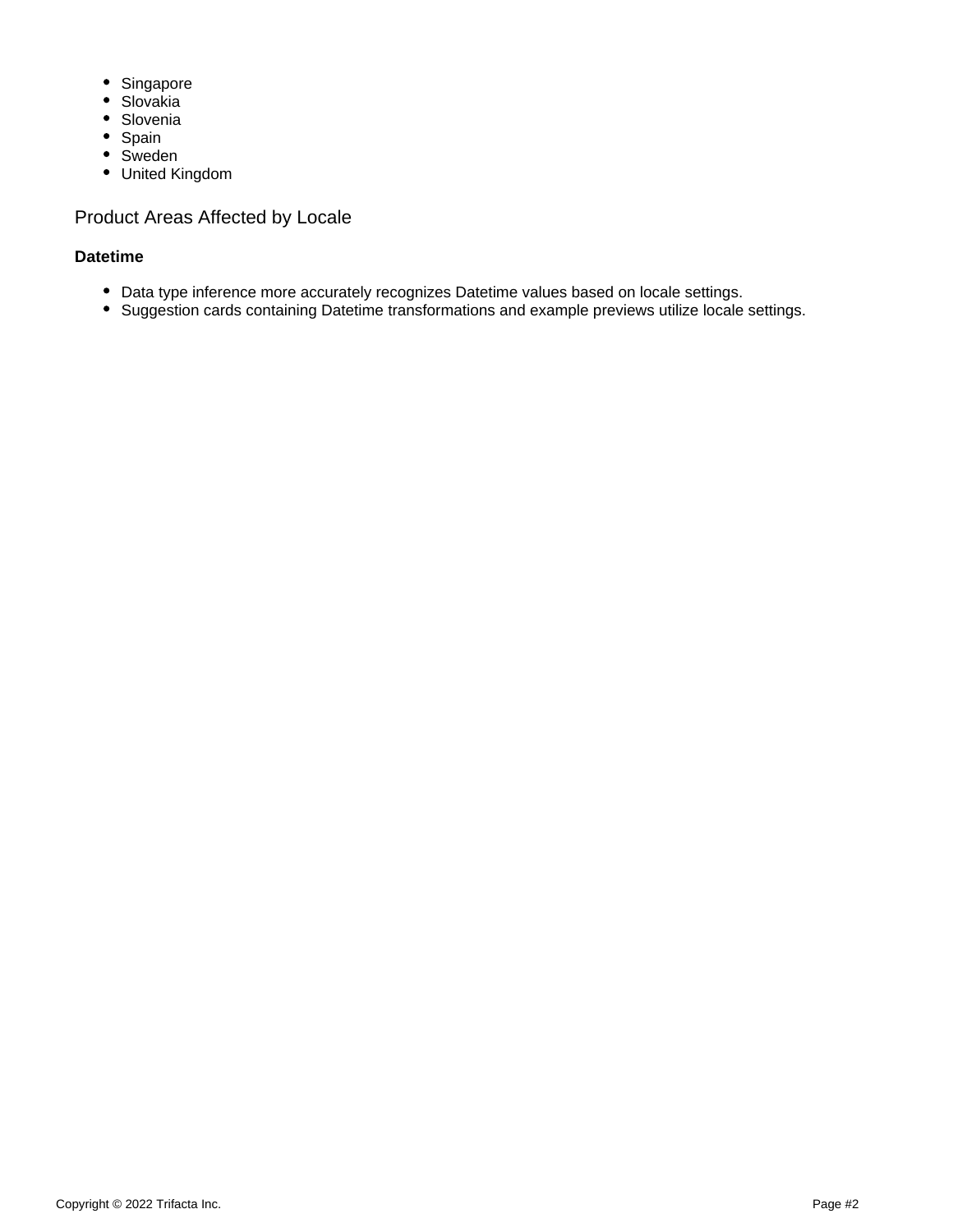- Singapore
- Slovakia
- Slovenia
- Spain
- Sweden
- United Kingdom

## Product Areas Affected by Locale

### Datetime

- Data type inference more accurately recognizes Datetime values based on locale settings.
- Suggestion cards containing Datetime transformations and example previews utilize locale settings.